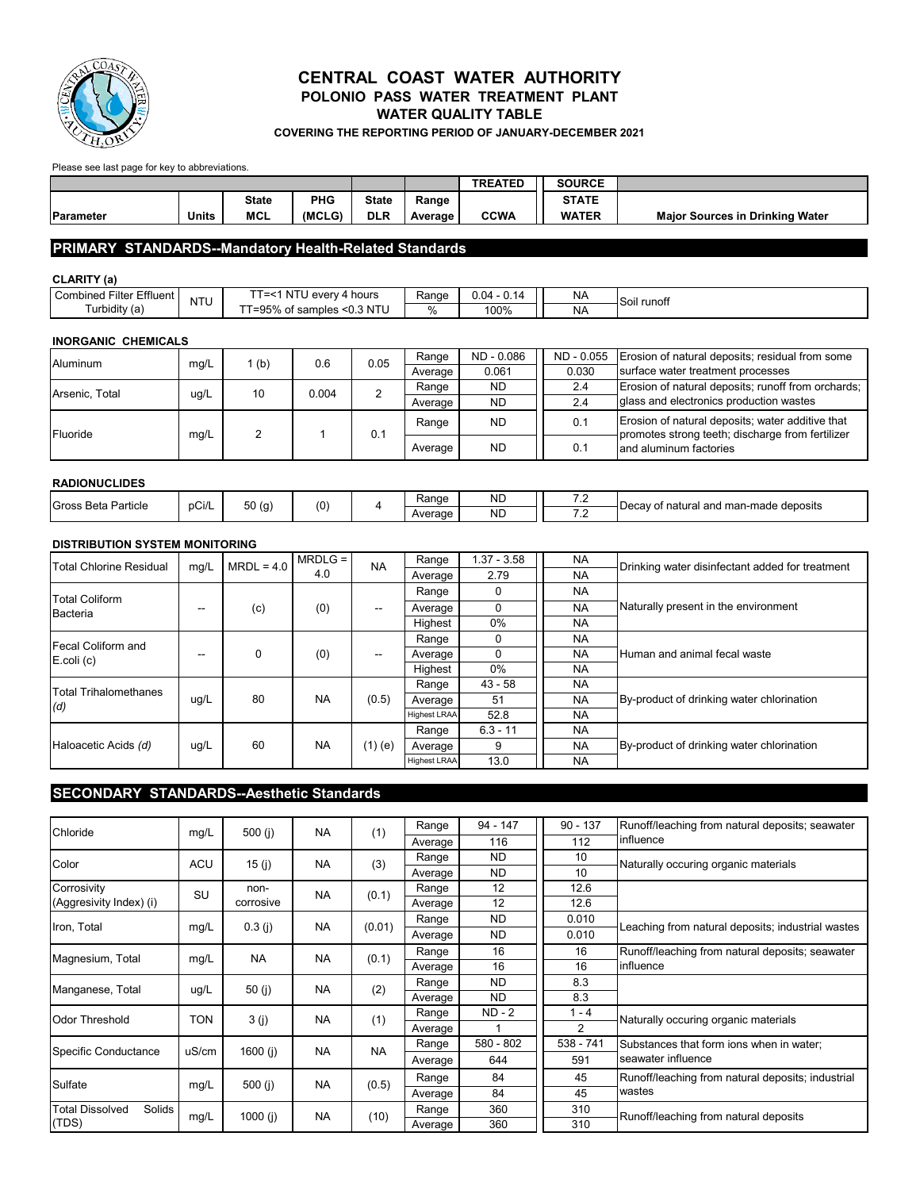# CENTRAL COAST WATER AUTHORITY

## POLONIO PASS WATER TREATMENT PLANT

### WATER QUALITY TABLE

**COVERING THE REPORTING PERIOD OF JANUARY-DECEMBER 2021**

Please see last page for key to abbreviations.

| Parameter | Units | State MCL | PHG (MCLG) | State DLR | Range Average | TREATED CCWA | SOURCE STATE WATER | Major Sources in Drinking Water |
|---|---|---|---|---|---|---|---|---|
| **PRIMARY STANDARDS--Mandatory Health-Related Standards** | | | | | | | | |
| **CLARITY (a)** | | | | | | | | |
| Combined Filter Effluent Turbidity (a) | NTU | TT=<1 NTU every 4 hours | | | Range | 0.04 - 0.14 | NA | Soil runoff |
| | | TT=95% of samples <0.3 NTU | | | % | 100% | NA | |
| **INORGANIC CHEMICALS** | | | | | | | | |
| Aluminum | mg/L | 1 (b) | 0.6 | 0.05 | Range | ND - 0.086 | ND - 0.055 | Erosion of natural deposits; residual from some surface water treatment processes |
| | | | | | Average | 0.061 | 0.030 | |
| Arsenic, Total | ug/L | 10 | 0.004 | 2 | Range | ND | 2.4 | Erosion of natural deposits; runoff from orchards; glass and electronics production wastes |
| | | | | | Average | ND | 2.4 | |
| Fluoride | mg/L | 2 | 1 | 0.1 | Range | ND | 0.1 | Erosion of natural deposits; water additive that promotes strong teeth; discharge from fertilizer and aluminum factories |
| | | | | | Average | ND | 0.1 | |
| **RADIONUCLIDES** | | | | | | | | |
| Gross Beta Particle | pCi/L | 50 (g) | (0) | 4 | Range | ND | 7.2 | Decay of natural and man-made deposits |
| | | | | | Average | ND | 7.2 | |
| **DISTRIBUTION SYSTEM MONITORING** | | | | | | | | |
| Total Chlorine Residual | mg/L | MRDL = 4.0 | MRDLG = 4.0 | NA | Range | 1.37 - 3.58 | NA | Drinking water disinfectant added for treatment |
| | | | | | Average | 2.79 | NA | |
| Total Coliform Bacteria | -- | (c) | (0) | -- | Range | 0 | NA | Naturally present in the environment |
| | | | | | Average | 0 | NA | |
| | | | | | Highest | 0% | NA | |
| Fecal Coliform and E.coli (c) | -- | 0 | (0) | -- | Range | 0 | NA | Human and animal fecal waste |
| | | | | | Average | 0 | NA | |
| | | | | | Highest | 0% | NA | |
| Total Trihalomethanes *(d)* | ug/L | 80 | NA | (0.5) | Range | 43 - 58 | NA | By-product of drinking water chlorination |
| | | | | | Average | 51 | NA | |
| | | | | | Highest LRAA | 52.8 | NA | |
| Haloacetic Acids *(d)* | ug/L | 60 | NA | (1) (e) | Range | 6.3 - 11 | NA | By-product of drinking water chlorination |
| | | | | | Average | 9 | NA | |
| | | | | | Highest LRAA | 13.0 | NA | |
| **SECONDARY STANDARDS--Aesthetic Standards** | | | | | | | | |
| Chloride | mg/L | 500 (j) | NA | (1) | Range | 94 - 147 | 90 - 137 | Runoff/leaching from natural deposits; seawater influence |
| | | | | | Average | 116 | 112 | |
| Color | ACU | 15 (j) | NA | (3) | Range | ND | 10 | Naturally occuring organic materials |
| | | | | | Average | ND | 10 | |
| Corrosivity (Aggresivity Index) (i) | SU | non-corrosive | NA | (0.1) | Range | 12 | 12.6 | |
| | | | | | Average | 12 | 12.6 | |
| Iron, Total | mg/L | 0.3 (j) | NA | (0.01) | Range | ND | 0.010 | Leaching from natural deposits; industrial wastes |
| | | | | | Average | ND | 0.010 | |
| Magnesium, Total | mg/L | NA | NA | (0.1) | Range | 16 | 16 | Runoff/leaching from natural deposits; seawater influence |
| | | | | | Average | 16 | 16 | |
| Manganese, Total | ug/L | 50 (j) | NA | (2) | Range | ND | 8.3 | |
| | | | | | Average | ND | 8.3 | |
| Odor Threshold | TON | 3 (j) | NA | (1) | Range | ND - 2 | 1 - 4 | Naturally occuring organic materials |
| | | | | | Average | 1 | 2 | |
| Specific Conductance | uS/cm | 1600 (j) | NA | NA | Range | 580 - 802 | 538 - 741 | Substances that form ions when in water; seawater influence |
| | | | | | Average | 644 | 591 | |
| Sulfate | mg/L | 500 (j) | NA | (0.5) | Range | 84 | 45 | Runoff/leaching from natural deposits; industrial wastes |
| | | | | | Average | 84 | 45 | |
| Total Dissolved Solids (TDS) | mg/L | 1000 (j) | NA | (10) | Range | 360 | 310 | Runoff/leaching from natural deposits |
| | | | | | Average | 360 | 310 | |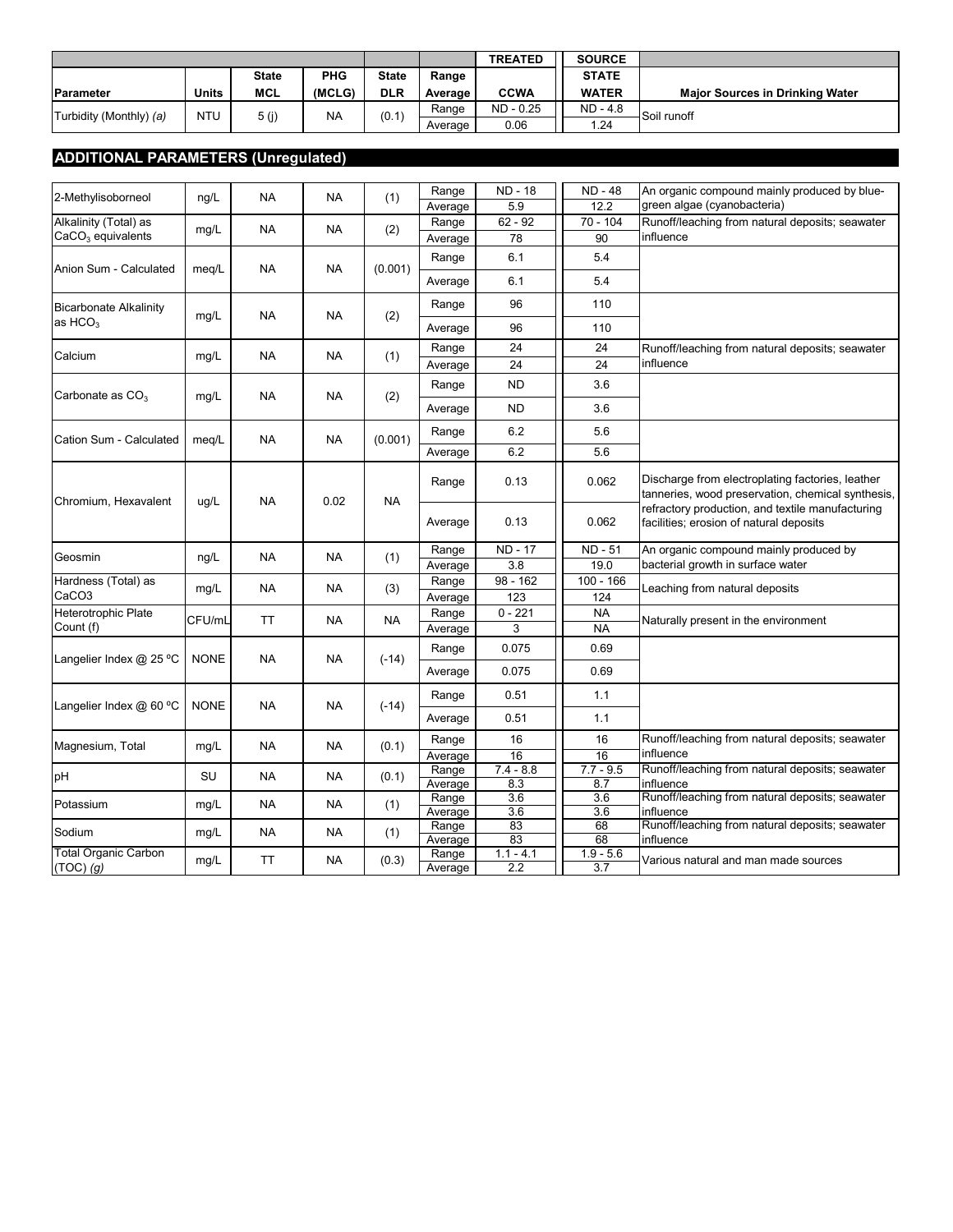| Parameter | Units | State MCL | PHG (MCLG) | State DLR | Range Average | TREATED CCWA | SOURCE STATE WATER | Major Sources in Drinking Water |
|---|---|---|---|---|---|---|---|---|
| Turbidity (Monthly) *(a)* | NTU | 5 (j) | NA | (0.1) | Range | ND - 0.25 | ND - 4.8 | Soil runoff |
| | | | | | Average | 0.06 | 1.24 | |

## ADDITIONAL PARAMETERS (Unregulated)

| Parameter | Units | State MCL | PHG (MCLG) | State DLR | Range Average | TREATED CCWA | SOURCE STATE WATER | Major Sources in Drinking Water |
|---|---|---|---|---|---|---|---|---|
| 2-Methylisoborneol | ng/L | NA | NA | (1) | Range | ND - 18 | ND - 48 | An organic compound mainly produced by blue-green algae (cyanobacteria) |
| | | | | | Average | 5.9 | 12.2 | |
| Alkalinity (Total) as $CaCO_3$ equivalents | mg/L | NA | NA | (2) | Range | 62 - 92 | 70 - 104 | Runoff/leaching from natural deposits; seawater influence |
| | | | | | Average | 78 | 90 | |
| Anion Sum - Calculated | meq/L | NA | NA | (0.001) | Range | 6.1 | 5.4 | |
| | | | | | Average | 6.1 | 5.4 | |
| Bicarbonate Alkalinity as $HCO_3$ | mg/L | NA | NA | (2) | Range | 96 | 110 | |
| | | | | | Average | 96 | 110 | |
| Calcium | mg/L | NA | NA | (1) | Range | 24 | 24 | Runoff/leaching from natural deposits; seawater influence |
| | | | | | Average | 24 | 24 | |
| Carbonate as $CO_3$ | mg/L | NA | NA | (2) | Range | ND | 3.6 | |
| | | | | | Average | ND | 3.6 | |
| Cation Sum - Calculated | meq/L | NA | NA | (0.001) | Range | 6.2 | 5.6 | |
| | | | | | Average | 6.2 | 5.6 | |
| Chromium, Hexavalent | ug/L | NA | 0.02 | NA | Range | 0.13 | 0.062 | Discharge from electroplating factories, leather tanneries, wood preservation, chemical synthesis, refractory production, and textile manufacturing facilities; erosion of natural deposits |
| | | | | | Average | 0.13 | 0.062 | |
| Geosmin | ng/L | NA | NA | (1) | Range | ND - 17 | ND - 51 | An organic compound mainly produced by bacterial growth in surface water |
| | | | | | Average | 3.8 | 19.0 | |
| Hardness (Total) as CaCO3 | mg/L | NA | NA | (3) | Range | 98 - 162 | 100 - 166 | Leaching from natural deposits |
| | | | | | Average | 123 | 124 | |
| Heterotrophic Plate Count (f) | CFU/mL | TT | NA | NA | Range | 0 - 221 | NA | Naturally present in the environment |
| | | | | | Average | 3 | NA | |
| Langelier Index @ 25 ºC | NONE | NA | NA | (-14) | Range | 0.075 | 0.69 | |
| | | | | | Average | 0.075 | 0.69 | |
| Langelier Index @ 60 ºC | NONE | NA | NA | (-14) | Range | 0.51 | 1.1 | |
| | | | | | Average | 0.51 | 1.1 | |
| Magnesium, Total | mg/L | NA | NA | (0.1) | Range | 16 | 16 | Runoff/leaching from natural deposits; seawater influence |
| | | | | | Average | 16 | 16 | |
| pH | SU | NA | NA | (0.1) | Range | 7.4 - 8.8 | 7.7 - 9.5 | Runoff/leaching from natural deposits; seawater influence |
| | | | | | Average | 8.3 | 8.7 | |
| Potassium | mg/L | NA | NA | (1) | Range | 3.6 | 3.6 | Runoff/leaching from natural deposits; seawater influence |
| | | | | | Average | 3.6 | 3.6 | |
| Sodium | mg/L | NA | NA | (1) | Range | 83 | 68 | Runoff/leaching from natural deposits; seawater influence |
| | | | | | Average | 83 | 68 | |
| Total Organic Carbon (TOC) *(g)* | mg/L | TT | NA | (0.3) | Range | 1.1 - 4.1 | 1.9 - 5.6 | Various natural and man made sources |
| | | | | | Average | 2.2 | 3.7 | |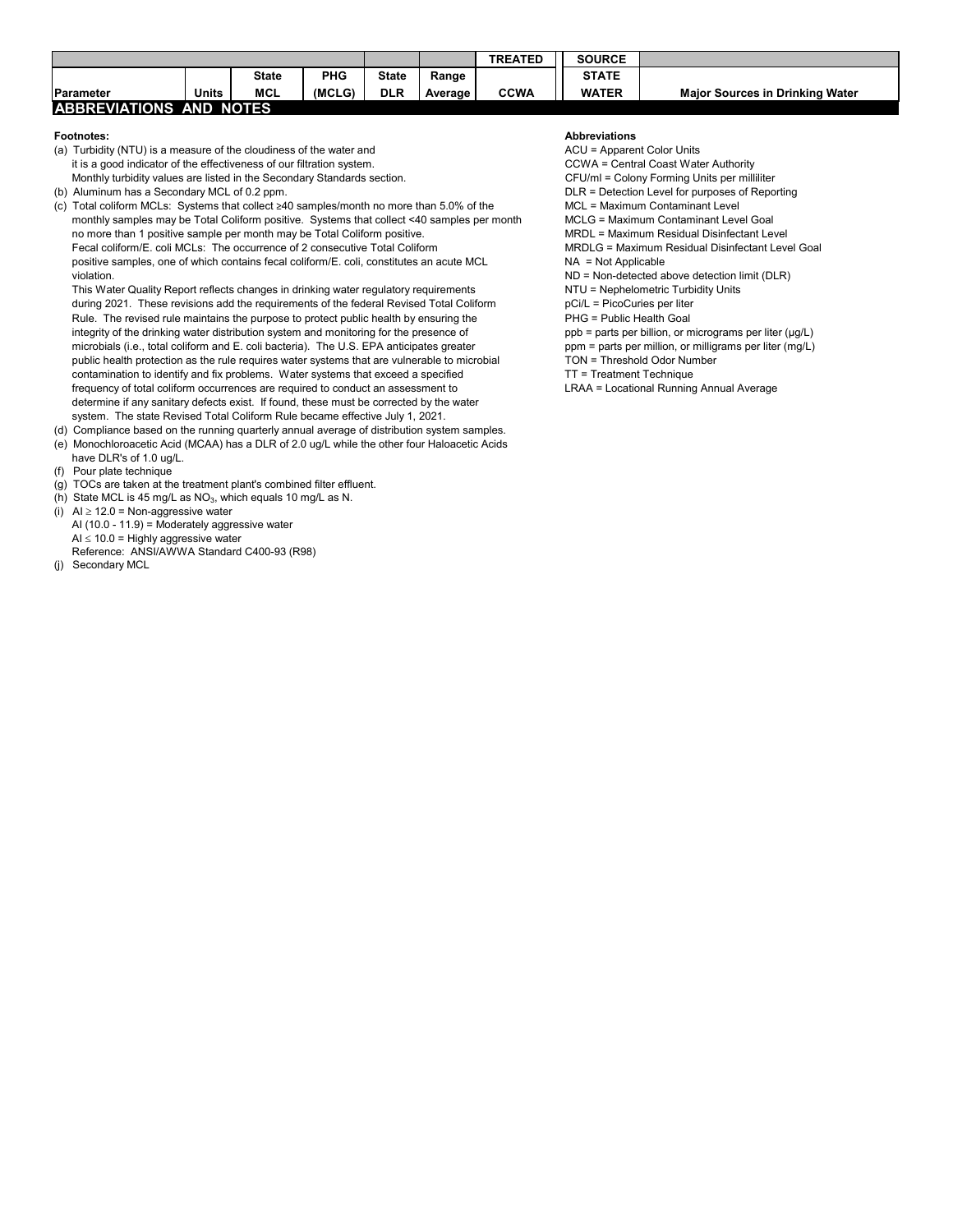| Parameter | Units | State MCL | PHG (MCLG) | State DLR | Range Average | TREATED CCWA | SOURCE STATE WATER | Major Sources in Drinking Water |
|---|---|---|---|---|---|---|---|---|

## ABBREVIATIONS AND NOTES

**Footnotes:**

(a) Turbidity (NTU) is a measure of the cloudiness of the water and it is a good indicator of the effectiveness of our filtration system. Monthly turbidity values are listed in the Secondary Standards section.

(b) Aluminum has a Secondary MCL of 0.2 ppm.

(c) Total coliform MCLs: Systems that collect ≥40 samples/month no more than 5.0% of the monthly samples may be Total Coliform positive. Systems that collect <40 samples per month no more than 1 positive sample per month may be Total Coliform positive. Fecal coliform/E. coli MCLs: The occurrence of 2 consecutive Total Coliform positive samples, one of which contains fecal coliform/E. coli, constitutes an acute MCL violation.

This Water Quality Report reflects changes in drinking water regulatory requirements during 2021. These revisions add the requirements of the federal Revised Total Coliform Rule. The revised rule maintains the purpose to protect public health by ensuring the integrity of the drinking water distribution system and monitoring for the presence of microbials (i.e., total coliform and E. coli bacteria). The U.S. EPA anticipates greater public health protection as the rule requires water systems that are vulnerable to microbial contamination to identify and fix problems. Water systems that exceed a specified frequency of total coliform occurrences are required to conduct an assessment to determine if any sanitary defects exist. If found, these must be corrected by the water system. The state Revised Total Coliform Rule became effective July 1, 2021.

(d) Compliance based on the running quarterly annual average of distribution system samples.

(e) Monochloroacetic Acid (MCAA) has a DLR of 2.0 ug/L while the other four Haloacetic Acids have DLR's of 1.0 ug/L.

(f) Pour plate technique

(g) TOCs are taken at the treatment plant's combined filter effluent.

(h) State MCL is 45 mg/L as $NO_3$, which equals 10 mg/L as N.

(i) AI ≥ 12.0 = Non-aggressive water
AI (10.0 - 11.9) = Moderately aggressive water
AI ≤ 10.0 = Highly aggressive water
Reference: ANSI/AWWA Standard C400-93 (R98)

(j) Secondary MCL

**Abbreviations**

ACU = Apparent Color Units
CCWA = Central Coast Water Authority
CFU/ml = Colony Forming Units per milliliter
DLR = Detection Level for purposes of Reporting
MCL = Maximum Contaminant Level
MCLG = Maximum Contaminant Level Goal
MRDL = Maximum Residual Disinfectant Level
MRDLG = Maximum Residual Disinfectant Level Goal
NA = Not Applicable
ND = Non-detected above detection limit (DLR)
NTU = Nephelometric Turbidity Units
pCi/L = PicoCuries per liter
PHG = Public Health Goal
ppb = parts per billion, or micrograms per liter (µg/L)
ppm = parts per million, or milligrams per liter (mg/L)
TON = Threshold Odor Number
TT = Treatment Technique
LRAA = Locational Running Annual Average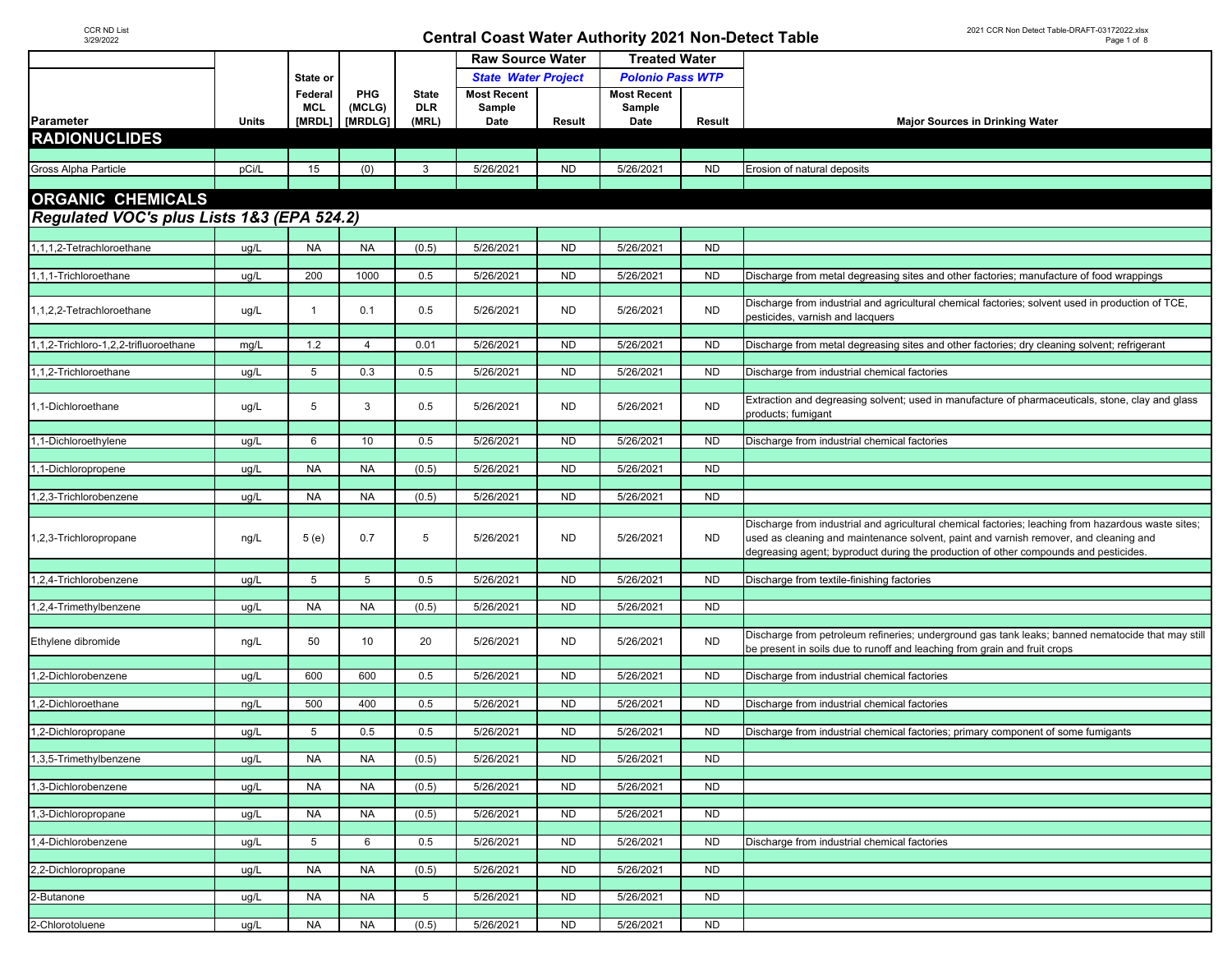# Central Coast Water Authority 2021 Non-Detect Table

| Parameter | Units | State or Federal MCL [MRDL] | PHG (MCLG) [MRDLG] | State DLR (MRL) | Raw Source Water: State Water Project — Most Recent Sample Date | Raw Source Water: State Water Project — Result | Treated Water: Polonio Pass WTP — Most Recent Sample Date | Treated Water: Polonio Pass WTP — Result | Major Sources in Drinking Water |
|---|---|---|---|---|---|---|---|---|---|
| **RADIONUCLIDES** | | | | | | | | | |
| Gross Alpha Particle | pCi/L | 15 | (0) | 3 | 5/26/2021 | ND | 5/26/2021 | ND | Erosion of natural deposits |
| **ORGANIC CHEMICALS** | | | | | | | | | |
| ***Regulated VOC's plus Lists 1&3 (EPA 524.2)*** | | | | | | | | | |
| 1,1,1,2-Tetrachloroethane | ug/L | NA | NA | (0.5) | 5/26/2021 | ND | 5/26/2021 | ND | |
| 1,1,1-Trichloroethane | ug/L | 200 | 1000 | 0.5 | 5/26/2021 | ND | 5/26/2021 | ND | Discharge from metal degreasing sites and other factories; manufacture of food wrappings |
| 1,1,2,2-Tetrachloroethane | ug/L | 1 | 0.1 | 0.5 | 5/26/2021 | ND | 5/26/2021 | ND | Discharge from industrial and agricultural chemical factories; solvent used in production of TCE, pesticides, varnish and lacquers |
| 1,1,2-Trichloro-1,2,2-trifluoroethane | mg/L | 1.2 | 4 | 0.01 | 5/26/2021 | ND | 5/26/2021 | ND | Discharge from metal degreasing sites and other factories; dry cleaning solvent; refrigerant |
| 1,1,2-Trichloroethane | ug/L | 5 | 0.3 | 0.5 | 5/26/2021 | ND | 5/26/2021 | ND | Discharge from industrial chemical factories |
| 1,1-Dichloroethane | ug/L | 5 | 3 | 0.5 | 5/26/2021 | ND | 5/26/2021 | ND | Extraction and degreasing solvent; used in manufacture of pharmaceuticals, stone, clay and glass products; fumigant |
| 1,1-Dichloroethylene | ug/L | 6 | 10 | 0.5 | 5/26/2021 | ND | 5/26/2021 | ND | Discharge from industrial chemical factories |
| 1,1-Dichloropropene | ug/L | NA | NA | (0.5) | 5/26/2021 | ND | 5/26/2021 | ND | |
| 1,2,3-Trichlorobenzene | ug/L | NA | NA | (0.5) | 5/26/2021 | ND | 5/26/2021 | ND | |
| 1,2,3-Trichloropropane | ng/L | 5 (e) | 0.7 | 5 | 5/26/2021 | ND | 5/26/2021 | ND | Discharge from industrial and agricultural chemical factories; leaching from hazardous waste sites; used as cleaning and maintenance solvent, paint and varnish remover, and cleaning and degreasing agent; byproduct during the production of other compounds and pesticides. |
| 1,2,4-Trichlorobenzene | ug/L | 5 | 5 | 0.5 | 5/26/2021 | ND | 5/26/2021 | ND | Discharge from textile-finishing factories |
| 1,2,4-Trimethylbenzene | ug/L | NA | NA | (0.5) | 5/26/2021 | ND | 5/26/2021 | ND | |
| Ethylene dibromide | ng/L | 50 | 10 | 20 | 5/26/2021 | ND | 5/26/2021 | ND | Discharge from petroleum refineries; underground gas tank leaks; banned nematocide that may still be present in soils due to runoff and leaching from grain and fruit crops |
| 1,2-Dichlorobenzene | ug/L | 600 | 600 | 0.5 | 5/26/2021 | ND | 5/26/2021 | ND | Discharge from industrial chemical factories |
| 1,2-Dichloroethane | ng/L | 500 | 400 | 0.5 | 5/26/2021 | ND | 5/26/2021 | ND | Discharge from industrial chemical factories |
| 1,2-Dichloropropane | ug/L | 5 | 0.5 | 0.5 | 5/26/2021 | ND | 5/26/2021 | ND | Discharge from industrial chemical factories; primary component of some fumigants |
| 1,3,5-Trimethylbenzene | ug/L | NA | NA | (0.5) | 5/26/2021 | ND | 5/26/2021 | ND | |
| 1,3-Dichlorobenzene | ug/L | NA | NA | (0.5) | 5/26/2021 | ND | 5/26/2021 | ND | |
| 1,3-Dichloropropane | ug/L | NA | NA | (0.5) | 5/26/2021 | ND | 5/26/2021 | ND | |
| 1,4-Dichlorobenzene | ug/L | 5 | 6 | 0.5 | 5/26/2021 | ND | 5/26/2021 | ND | Discharge from industrial chemical factories |
| 2,2-Dichloropropane | ug/L | NA | NA | (0.5) | 5/26/2021 | ND | 5/26/2021 | ND | |
| 2-Butanone | ug/L | NA | NA | 5 | 5/26/2021 | ND | 5/26/2021 | ND | |
| 2-Chlorotoluene | ug/L | NA | NA | (0.5) | 5/26/2021 | ND | 5/26/2021 | ND | |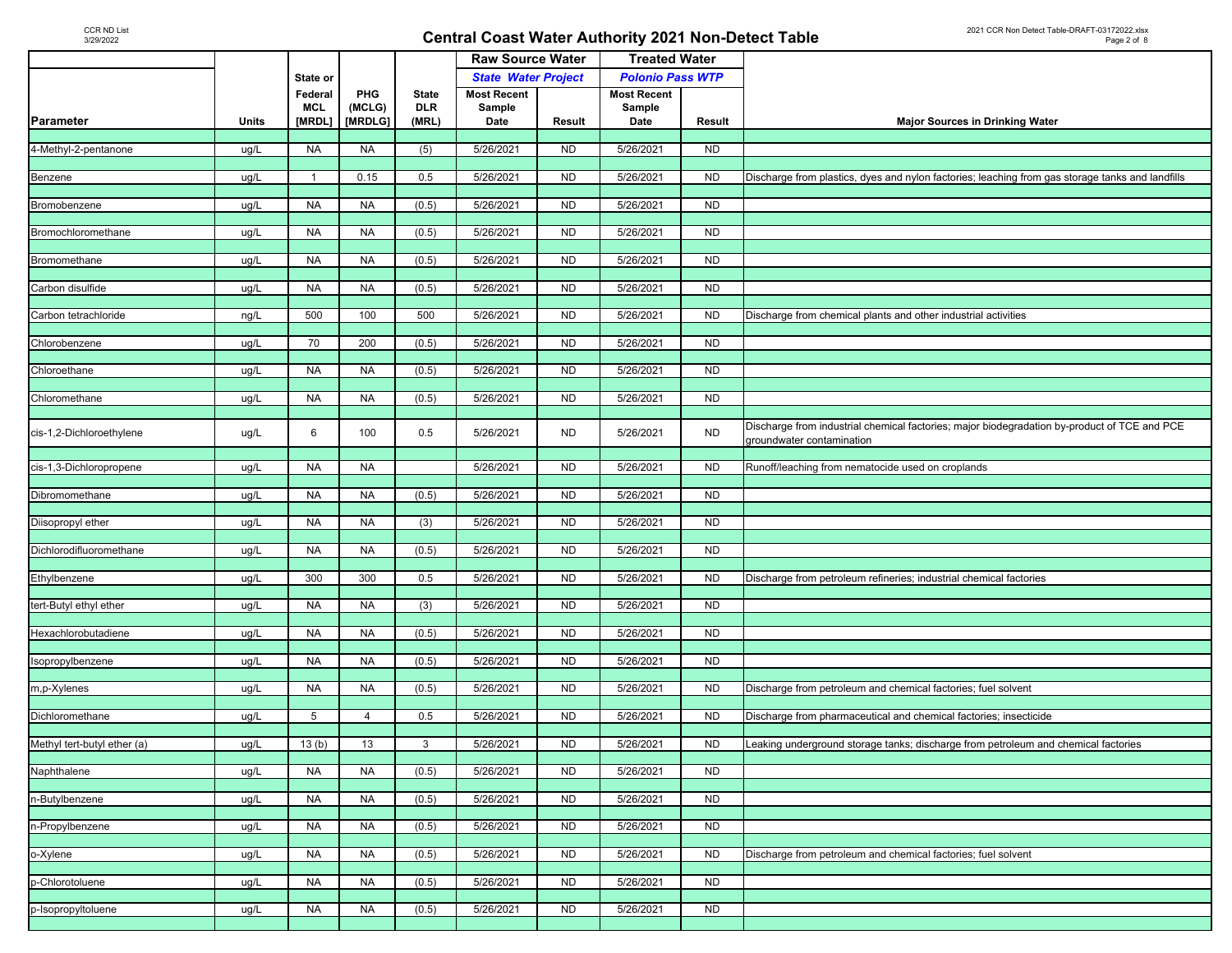# Central Coast Water Authority 2021 Non-Detect Table

| Parameter | Units | State or Federal MCL [MRDL] | PHG (MCLG) [MRDLG] | State DLR (MRL) | Raw Source Water – State Water Project – Most Recent Sample Date | Raw Source Water – State Water Project – Result | Treated Water – Polonio Pass WTP – Most Recent Sample Date | Treated Water – Polonio Pass WTP – Result | Major Sources in Drinking Water |
|---|---|---|---|---|---|---|---|---|---|
| 4-Methyl-2-pentanone | ug/L | NA | NA | (5) | 5/26/2021 | ND | 5/26/2021 | ND | |
| Benzene | ug/L | 1 | 0.15 | 0.5 | 5/26/2021 | ND | 5/26/2021 | ND | Discharge from plastics, dyes and nylon factories; leaching from gas storage tanks and landfills |
| Bromobenzene | ug/L | NA | NA | (0.5) | 5/26/2021 | ND | 5/26/2021 | ND | |
| Bromochloromethane | ug/L | NA | NA | (0.5) | 5/26/2021 | ND | 5/26/2021 | ND | |
| Bromomethane | ug/L | NA | NA | (0.5) | 5/26/2021 | ND | 5/26/2021 | ND | |
| Carbon disulfide | ug/L | NA | NA | (0.5) | 5/26/2021 | ND | 5/26/2021 | ND | |
| Carbon tetrachloride | ng/L | 500 | 100 | 500 | 5/26/2021 | ND | 5/26/2021 | ND | Discharge from chemical plants and other industrial activities |
| Chlorobenzene | ug/L | 70 | 200 | (0.5) | 5/26/2021 | ND | 5/26/2021 | ND | |
| Chloroethane | ug/L | NA | NA | (0.5) | 5/26/2021 | ND | 5/26/2021 | ND | |
| Chloromethane | ug/L | NA | NA | (0.5) | 5/26/2021 | ND | 5/26/2021 | ND | |
| cis-1,2-Dichloroethylene | ug/L | 6 | 100 | 0.5 | 5/26/2021 | ND | 5/26/2021 | ND | Discharge from industrial chemical factories; major biodegradation by-product of TCE and PCE groundwater contamination |
| cis-1,3-Dichloropropene | ug/L | NA | NA | | 5/26/2021 | ND | 5/26/2021 | ND | Runoff/leaching from nematocide used on croplands |
| Dibromomethane | ug/L | NA | NA | (0.5) | 5/26/2021 | ND | 5/26/2021 | ND | |
| Diisopropyl ether | ug/L | NA | NA | (3) | 5/26/2021 | ND | 5/26/2021 | ND | |
| Dichlorodifluoromethane | ug/L | NA | NA | (0.5) | 5/26/2021 | ND | 5/26/2021 | ND | |
| Ethylbenzene | ug/L | 300 | 300 | 0.5 | 5/26/2021 | ND | 5/26/2021 | ND | Discharge from petroleum refineries; industrial chemical factories |
| tert-Butyl ethyl ether | ug/L | NA | NA | (3) | 5/26/2021 | ND | 5/26/2021 | ND | |
| Hexachlorobutadiene | ug/L | NA | NA | (0.5) | 5/26/2021 | ND | 5/26/2021 | ND | |
| Isopropylbenzene | ug/L | NA | NA | (0.5) | 5/26/2021 | ND | 5/26/2021 | ND | |
| m,p-Xylenes | ug/L | NA | NA | (0.5) | 5/26/2021 | ND | 5/26/2021 | ND | Discharge from petroleum and chemical factories; fuel solvent |
| Dichloromethane | ug/L | 5 | 4 | 0.5 | 5/26/2021 | ND | 5/26/2021 | ND | Discharge from pharmaceutical and chemical factories; insecticide |
| Methyl tert-butyl ether (a) | ug/L | 13 (b) | 13 | 3 | 5/26/2021 | ND | 5/26/2021 | ND | Leaking underground storage tanks; discharge from petroleum and chemical factories |
| Naphthalene | ug/L | NA | NA | (0.5) | 5/26/2021 | ND | 5/26/2021 | ND | |
| n-Butylbenzene | ug/L | NA | NA | (0.5) | 5/26/2021 | ND | 5/26/2021 | ND | |
| n-Propylbenzene | ug/L | NA | NA | (0.5) | 5/26/2021 | ND | 5/26/2021 | ND | |
| o-Xylene | ug/L | NA | NA | (0.5) | 5/26/2021 | ND | 5/26/2021 | ND | Discharge from petroleum and chemical factories; fuel solvent |
| p-Chlorotoluene | ug/L | NA | NA | (0.5) | 5/26/2021 | ND | 5/26/2021 | ND | |
| p-Isopropyltoluene | ug/L | NA | NA | (0.5) | 5/26/2021 | ND | 5/26/2021 | ND | |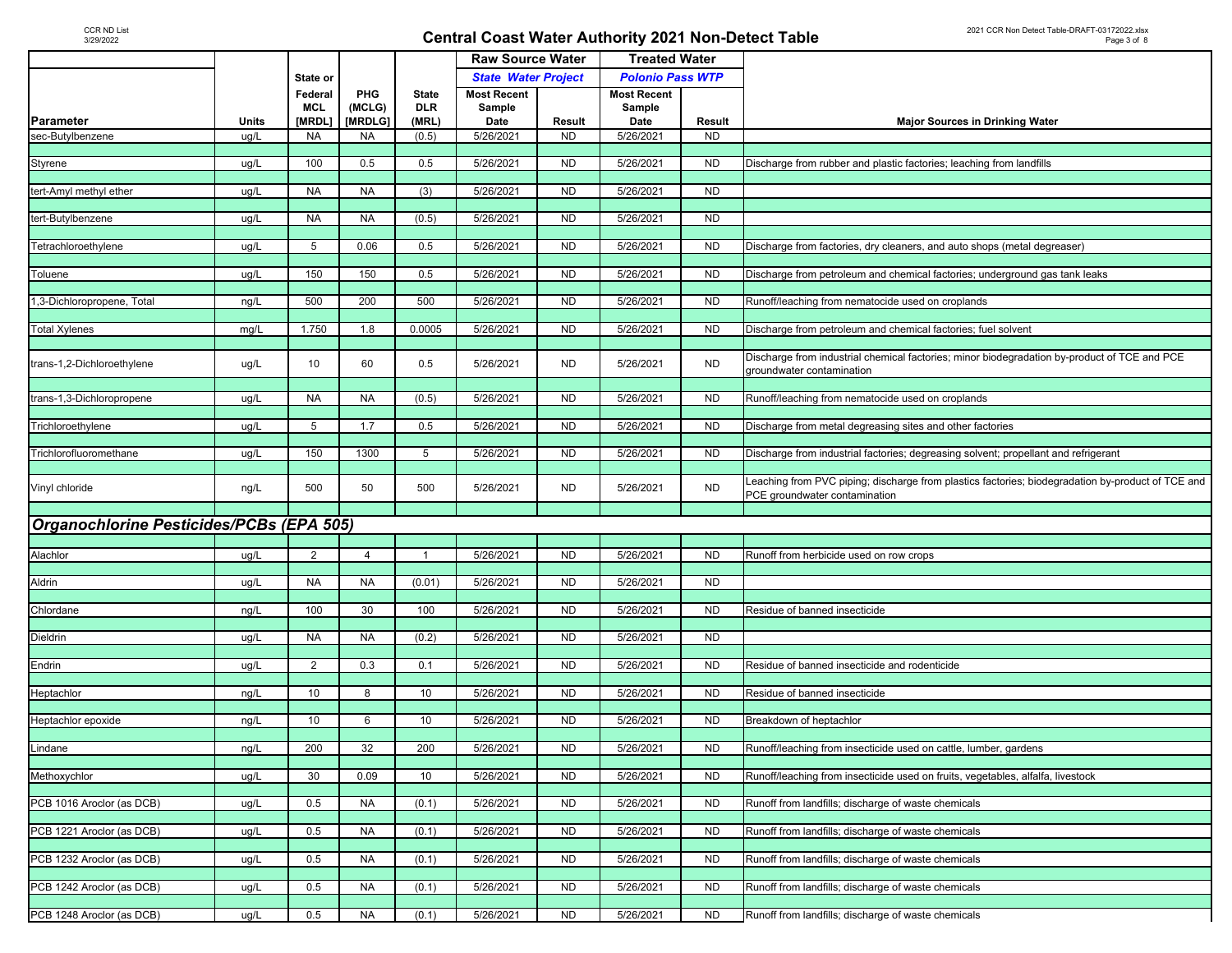# Central Coast Water Authority 2021 Non-Detect Table

| Parameter | Units | State or Federal MCL [MRDL] | PHG (MCLG) [MRDLG] | State DLR (MRL) | Raw Source Water State Water Project Most Recent Sample Date | Result | Treated Water Polonio Pass WTP Most Recent Sample Date | Result | Major Sources in Drinking Water |
|---|---|---|---|---|---|---|---|---|---|
| sec-Butylbenzene | ug/L | NA | NA | (0.5) | 5/26/2021 | ND | 5/26/2021 | ND | |
| Styrene | ug/L | 100 | 0.5 | 0.5 | 5/26/2021 | ND | 5/26/2021 | ND | Discharge from rubber and plastic factories; leaching from landfills |
| tert-Amyl methyl ether | ug/L | NA | NA | (3) | 5/26/2021 | ND | 5/26/2021 | ND | |
| tert-Butylbenzene | ug/L | NA | NA | (0.5) | 5/26/2021 | ND | 5/26/2021 | ND | |
| Tetrachloroethylene | ug/L | 5 | 0.06 | 0.5 | 5/26/2021 | ND | 5/26/2021 | ND | Discharge from factories, dry cleaners, and auto shops (metal degreaser) |
| Toluene | ug/L | 150 | 150 | 0.5 | 5/26/2021 | ND | 5/26/2021 | ND | Discharge from petroleum and chemical factories; underground gas tank leaks |
| 1,3-Dichloropropene, Total | ng/L | 500 | 200 | 500 | 5/26/2021 | ND | 5/26/2021 | ND | Runoff/leaching from nematocide used on croplands |
| Total Xylenes | mg/L | 1.750 | 1.8 | 0.0005 | 5/26/2021 | ND | 5/26/2021 | ND | Discharge from petroleum and chemical factories; fuel solvent |
| trans-1,2-Dichloroethylene | ug/L | 10 | 60 | 0.5 | 5/26/2021 | ND | 5/26/2021 | ND | Discharge from industrial chemical factories; minor biodegradation by-product of TCE and PCE groundwater contamination |
| trans-1,3-Dichloropropene | ug/L | NA | NA | (0.5) | 5/26/2021 | ND | 5/26/2021 | ND | Runoff/leaching from nematocide used on croplands |
| Trichloroethylene | ug/L | 5 | 1.7 | 0.5 | 5/26/2021 | ND | 5/26/2021 | ND | Discharge from metal degreasing sites and other factories |
| Trichlorofluoromethane | ug/L | 150 | 1300 | 5 | 5/26/2021 | ND | 5/26/2021 | ND | Discharge from industrial factories; degreasing solvent; propellant and refrigerant |
| Vinyl chloride | ng/L | 500 | 50 | 500 | 5/26/2021 | ND | 5/26/2021 | ND | Leaching from PVC piping; discharge from plastics factories; biodegradation by-product of TCE and PCE groundwater contamination |
| ***Organochlorine Pesticides/PCBs (EPA 505)*** | | | | | | | | | |
| Alachlor | ug/L | 2 | 4 | 1 | 5/26/2021 | ND | 5/26/2021 | ND | Runoff from herbicide used on row crops |
| Aldrin | ug/L | NA | NA | (0.01) | 5/26/2021 | ND | 5/26/2021 | ND | |
| Chlordane | ng/L | 100 | 30 | 100 | 5/26/2021 | ND | 5/26/2021 | ND | Residue of banned insecticide |
| Dieldrin | ug/L | NA | NA | (0.2) | 5/26/2021 | ND | 5/26/2021 | ND | |
| Endrin | ug/L | 2 | 0.3 | 0.1 | 5/26/2021 | ND | 5/26/2021 | ND | Residue of banned insecticide and rodenticide |
| Heptachlor | ng/L | 10 | 8 | 10 | 5/26/2021 | ND | 5/26/2021 | ND | Residue of banned insecticide |
| Heptachlor epoxide | ng/L | 10 | 6 | 10 | 5/26/2021 | ND | 5/26/2021 | ND | Breakdown of heptachlor |
| Lindane | ng/L | 200 | 32 | 200 | 5/26/2021 | ND | 5/26/2021 | ND | Runoff/leaching from insecticide used on cattle, lumber, gardens |
| Methoxychlor | ug/L | 30 | 0.09 | 10 | 5/26/2021 | ND | 5/26/2021 | ND | Runoff/leaching from insecticide used on fruits, vegetables, alfalfa, livestock |
| PCB 1016 Aroclor (as DCB) | ug/L | 0.5 | NA | (0.1) | 5/26/2021 | ND | 5/26/2021 | ND | Runoff from landfills; discharge of waste chemicals |
| PCB 1221 Aroclor (as DCB) | ug/L | 0.5 | NA | (0.1) | 5/26/2021 | ND | 5/26/2021 | ND | Runoff from landfills; discharge of waste chemicals |
| PCB 1232 Aroclor (as DCB) | ug/L | 0.5 | NA | (0.1) | 5/26/2021 | ND | 5/26/2021 | ND | Runoff from landfills; discharge of waste chemicals |
| PCB 1242 Aroclor (as DCB) | ug/L | 0.5 | NA | (0.1) | 5/26/2021 | ND | 5/26/2021 | ND | Runoff from landfills; discharge of waste chemicals |
| PCB 1248 Aroclor (as DCB) | ug/L | 0.5 | NA | (0.1) | 5/26/2021 | ND | 5/26/2021 | ND | Runoff from landfills; discharge of waste chemicals |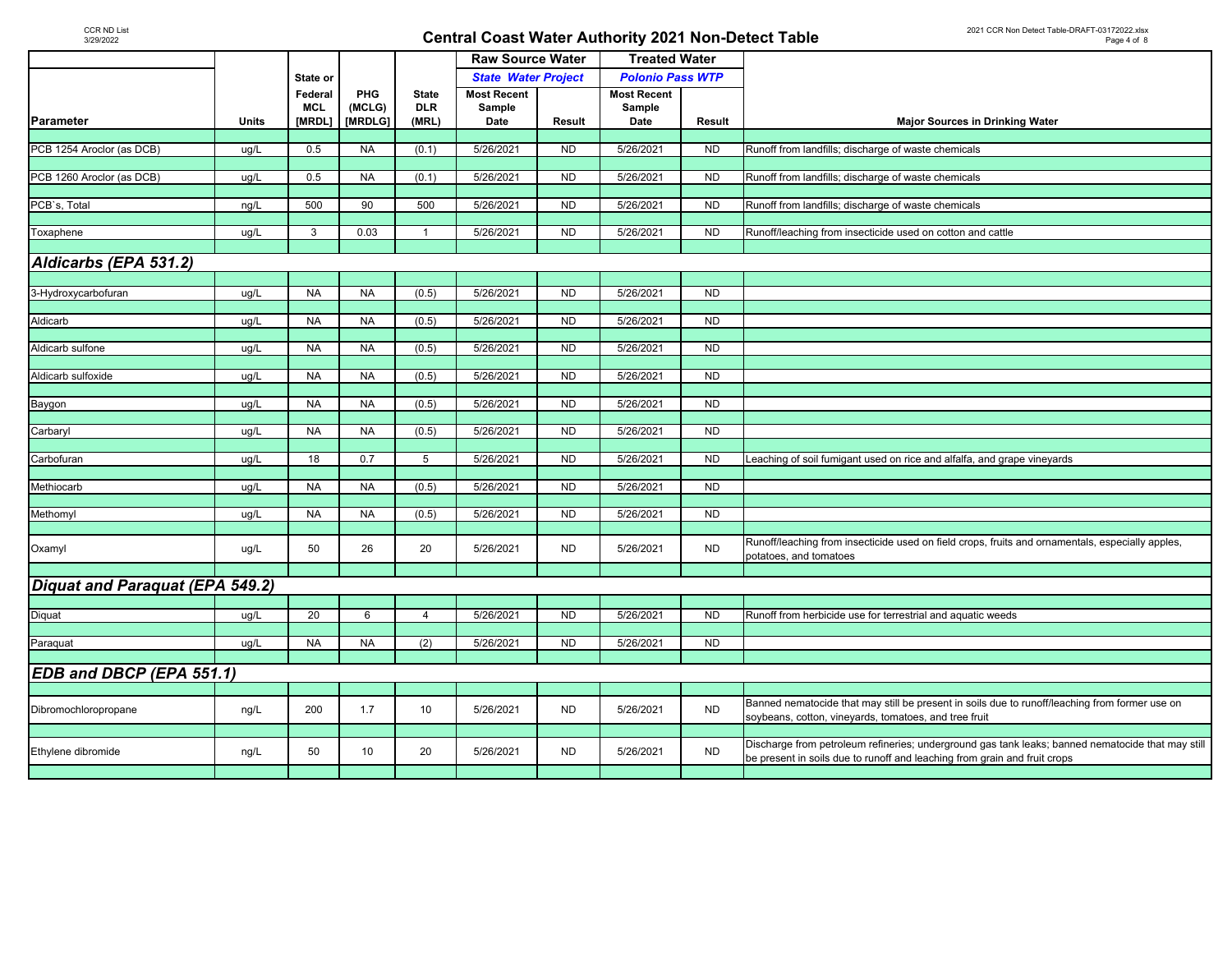# Central Coast Water Authority 2021 Non-Detect Table

| Parameter | Units | State or Federal MCL [MRDL] | PHG (MCLG) [MRDLG] | State DLR (MRL) | Raw Source Water<br>State Water Project<br>Most Recent Sample Date | Result | Treated Water<br>Polonio Pass WTP<br>Most Recent Sample Date | Result | Major Sources in Drinking Water |
|---|---|---|---|---|---|---|---|---|---|
| PCB 1254 Aroclor (as DCB) | ug/L | 0.5 | NA | (0.1) | 5/26/2021 | ND | 5/26/2021 | ND | Runoff from landfills; discharge of waste chemicals |
| PCB 1260 Aroclor (as DCB) | ug/L | 0.5 | NA | (0.1) | 5/26/2021 | ND | 5/26/2021 | ND | Runoff from landfills; discharge of waste chemicals |
| PCB`s, Total | ng/L | 500 | 90 | 500 | 5/26/2021 | ND | 5/26/2021 | ND | Runoff from landfills; discharge of waste chemicals |
| Toxaphene | ug/L | 3 | 0.03 | 1 | 5/26/2021 | ND | 5/26/2021 | ND | Runoff/leaching from insecticide used on cotton and cattle |
| ***Aldicarbs (EPA 531.2)*** | | | | | | | | | |
| 3-Hydroxycarbofuran | ug/L | NA | NA | (0.5) | 5/26/2021 | ND | 5/26/2021 | ND | |
| Aldicarb | ug/L | NA | NA | (0.5) | 5/26/2021 | ND | 5/26/2021 | ND | |
| Aldicarb sulfone | ug/L | NA | NA | (0.5) | 5/26/2021 | ND | 5/26/2021 | ND | |
| Aldicarb sulfoxide | ug/L | NA | NA | (0.5) | 5/26/2021 | ND | 5/26/2021 | ND | |
| Baygon | ug/L | NA | NA | (0.5) | 5/26/2021 | ND | 5/26/2021 | ND | |
| Carbaryl | ug/L | NA | NA | (0.5) | 5/26/2021 | ND | 5/26/2021 | ND | |
| Carbofuran | ug/L | 18 | 0.7 | 5 | 5/26/2021 | ND | 5/26/2021 | ND | Leaching of soil fumigant used on rice and alfalfa, and grape vineyards |
| Methiocarb | ug/L | NA | NA | (0.5) | 5/26/2021 | ND | 5/26/2021 | ND | |
| Methomyl | ug/L | NA | NA | (0.5) | 5/26/2021 | ND | 5/26/2021 | ND | |
| Oxamyl | ug/L | 50 | 26 | 20 | 5/26/2021 | ND | 5/26/2021 | ND | Runoff/leaching from insecticide used on field crops, fruits and ornamentals, especially apples, potatoes, and tomatoes |
| ***Diquat and Paraquat (EPA 549.2)*** | | | | | | | | | |
| Diquat | ug/L | 20 | 6 | 4 | 5/26/2021 | ND | 5/26/2021 | ND | Runoff from herbicide use for terrestrial and aquatic weeds |
| Paraquat | ug/L | NA | NA | (2) | 5/26/2021 | ND | 5/26/2021 | ND | |
| ***EDB and DBCP (EPA 551.1)*** | | | | | | | | | |
| Dibromochloropropane | ng/L | 200 | 1.7 | 10 | 5/26/2021 | ND | 5/26/2021 | ND | Banned nematocide that may still be present in soils due to runoff/leaching from former use on soybeans, cotton, vineyards, tomatoes, and tree fruit |
| Ethylene dibromide | ng/L | 50 | 10 | 20 | 5/26/2021 | ND | 5/26/2021 | ND | Discharge from petroleum refineries; underground gas tank leaks; banned nematocide that may still be present in soils due to runoff and leaching from grain and fruit crops |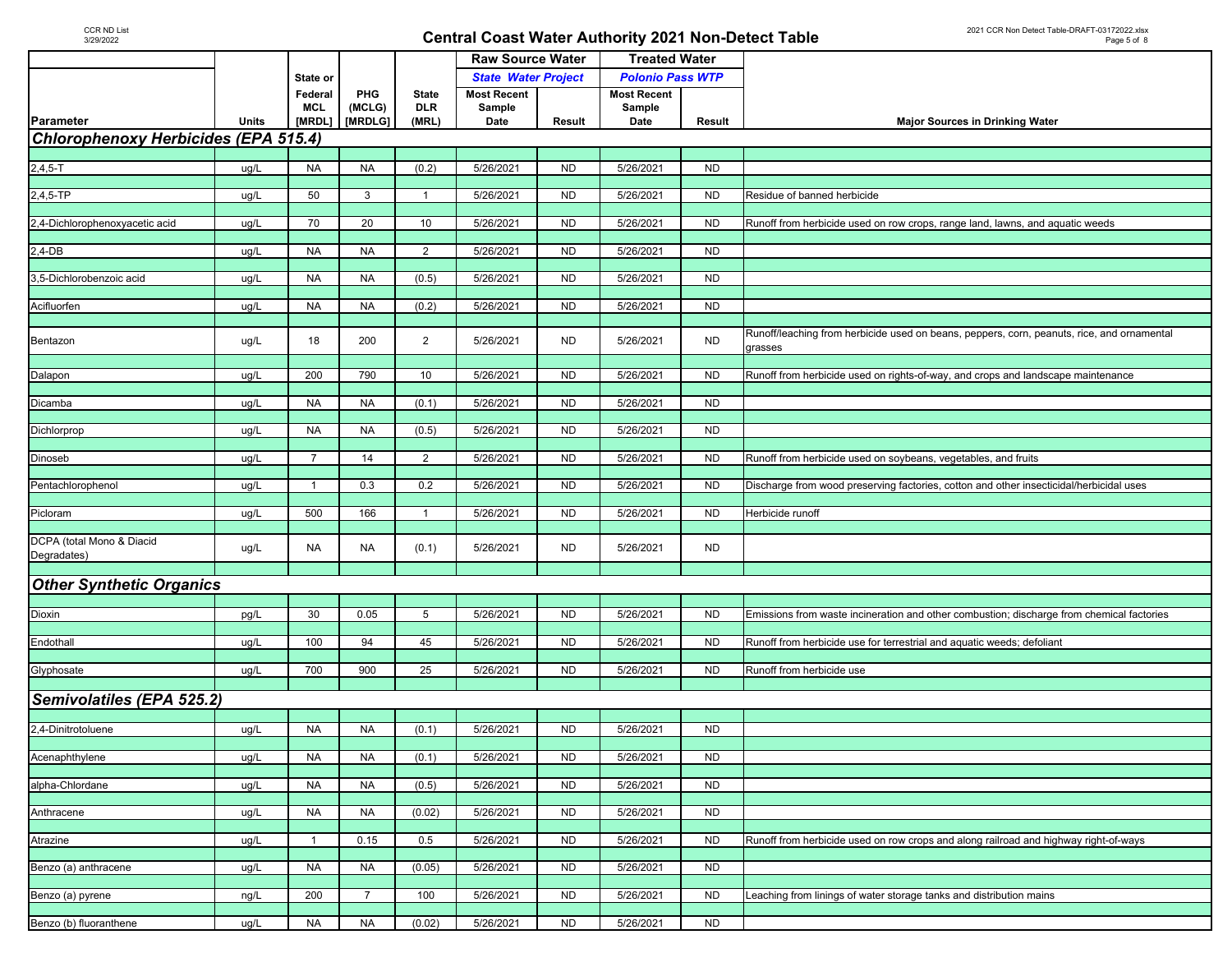# Central Coast Water Authority 2021 Non-Detect Table

| | | State or | | | Raw Source Water | | Treated Water | | |
|---|---|---|---|---|---|---|---|---|---|
| | | | | | *State Water Project* | | *Polonio Pass WTP* | | |
| **Parameter** | **Units** | **Federal MCL [MRDL]** | **PHG (MCLG) [MRDLG]** | **State DLR (MRL)** | **Most Recent Sample Date** | **Result** | **Most Recent Sample Date** | **Result** | **Major Sources in Drinking Water** |
| ***Chlorophenoxy Herbicides (EPA 515.4)*** | | | | | | | | | |
| 2,4,5-T | ug/L | NA | NA | (0.2) | 5/26/2021 | ND | 5/26/2021 | ND | |
| 2,4,5-TP | ug/L | 50 | 3 | 1 | 5/26/2021 | ND | 5/26/2021 | ND | Residue of banned herbicide |
| 2,4-Dichlorophenoxyacetic acid | ug/L | 70 | 20 | 10 | 5/26/2021 | ND | 5/26/2021 | ND | Runoff from herbicide used on row crops, range land, lawns, and aquatic weeds |
| 2,4-DB | ug/L | NA | NA | 2 | 5/26/2021 | ND | 5/26/2021 | ND | |
| 3,5-Dichlorobenzoic acid | ug/L | NA | NA | (0.5) | 5/26/2021 | ND | 5/26/2021 | ND | |
| Acifluorfen | ug/L | NA | NA | (0.2) | 5/26/2021 | ND | 5/26/2021 | ND | |
| Bentazon | ug/L | 18 | 200 | 2 | 5/26/2021 | ND | 5/26/2021 | ND | Runoff/leaching from herbicide used on beans, peppers, corn, peanuts, rice, and ornamental grasses |
| Dalapon | ug/L | 200 | 790 | 10 | 5/26/2021 | ND | 5/26/2021 | ND | Runoff from herbicide used on rights-of-way, and crops and landscape maintenance |
| Dicamba | ug/L | NA | NA | (0.1) | 5/26/2021 | ND | 5/26/2021 | ND | |
| Dichlorprop | ug/L | NA | NA | (0.5) | 5/26/2021 | ND | 5/26/2021 | ND | |
| Dinoseb | ug/L | 7 | 14 | 2 | 5/26/2021 | ND | 5/26/2021 | ND | Runoff from herbicide used on soybeans, vegetables, and fruits |
| Pentachlorophenol | ug/L | 1 | 0.3 | 0.2 | 5/26/2021 | ND | 5/26/2021 | ND | Discharge from wood preserving factories, cotton and other insecticidal/herbicidal uses |
| Picloram | ug/L | 500 | 166 | 1 | 5/26/2021 | ND | 5/26/2021 | ND | Herbicide runoff |
| DCPA (total Mono & Diacid Degradates) | ug/L | NA | NA | (0.1) | 5/26/2021 | ND | 5/26/2021 | ND | |
| ***Other Synthetic Organics*** | | | | | | | | | |
| Dioxin | pg/L | 30 | 0.05 | 5 | 5/26/2021 | ND | 5/26/2021 | ND | Emissions from waste incineration and other combustion; discharge from chemical factories |
| Endothall | ug/L | 100 | 94 | 45 | 5/26/2021 | ND | 5/26/2021 | ND | Runoff from herbicide use for terrestrial and aquatic weeds; defoliant |
| Glyphosate | ug/L | 700 | 900 | 25 | 5/26/2021 | ND | 5/26/2021 | ND | Runoff from herbicide use |
| ***Semivolatiles (EPA 525.2)*** | | | | | | | | | |
| 2,4-Dinitrotoluene | ug/L | NA | NA | (0.1) | 5/26/2021 | ND | 5/26/2021 | ND | |
| Acenaphthylene | ug/L | NA | NA | (0.1) | 5/26/2021 | ND | 5/26/2021 | ND | |
| alpha-Chlordane | ug/L | NA | NA | (0.5) | 5/26/2021 | ND | 5/26/2021 | ND | |
| Anthracene | ug/L | NA | NA | (0.02) | 5/26/2021 | ND | 5/26/2021 | ND | |
| Atrazine | ug/L | 1 | 0.15 | 0.5 | 5/26/2021 | ND | 5/26/2021 | ND | Runoff from herbicide used on row crops and along railroad and highway right-of-ways |
| Benzo (a) anthracene | ug/L | NA | NA | (0.05) | 5/26/2021 | ND | 5/26/2021 | ND | |
| Benzo (a) pyrene | ng/L | 200 | 7 | 100 | 5/26/2021 | ND | 5/26/2021 | ND | Leaching from linings of water storage tanks and distribution mains |
| Benzo (b) fluoranthene | ug/L | NA | NA | (0.02) | 5/26/2021 | ND | 5/26/2021 | ND | |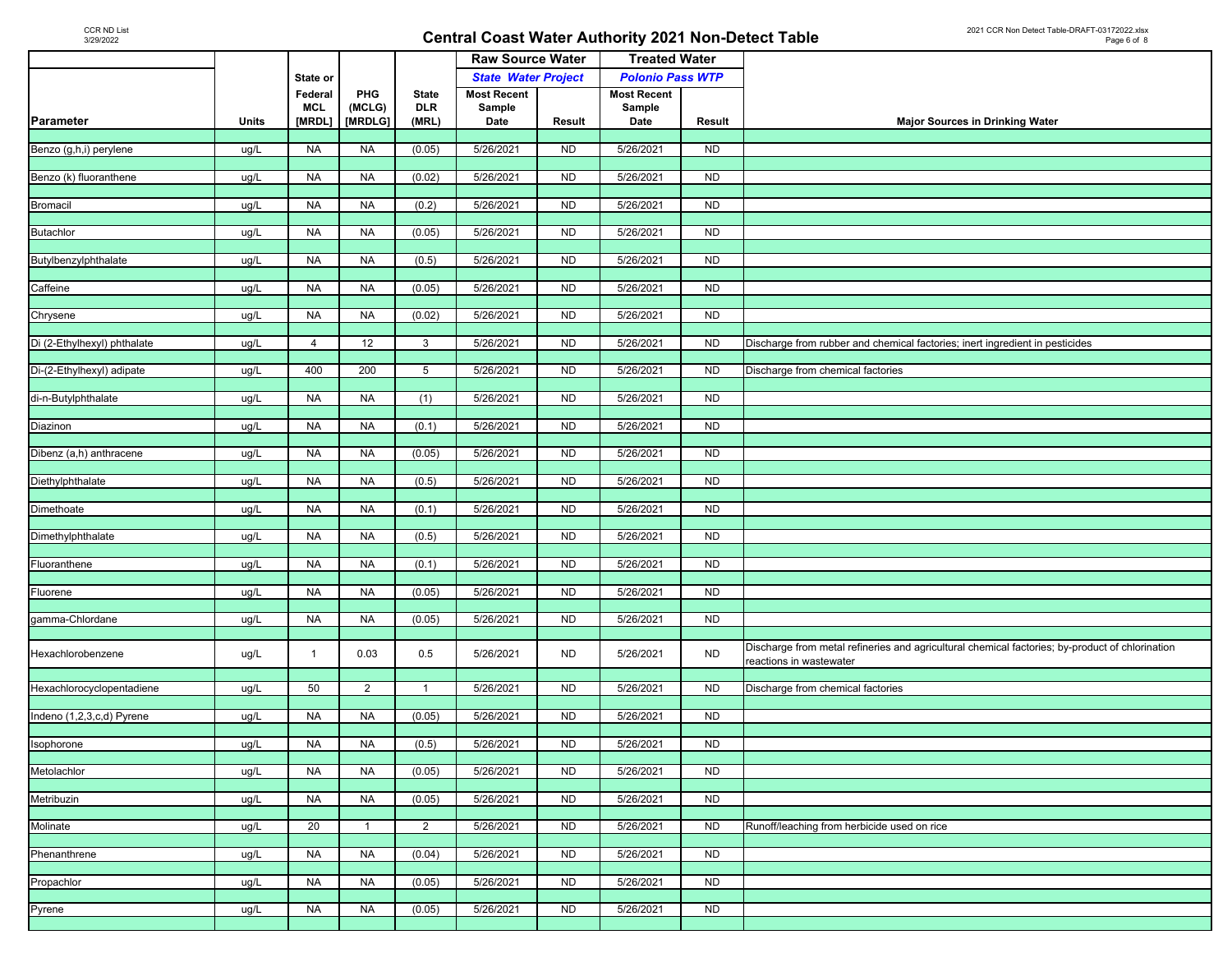# Central Coast Water Authority 2021 Non-Detect Table

| | | | | | Raw Source Water | | Treated Water | | |
|---|---|---|---|---|---|---|---|---|---|
| | | State or | | | *State Water Project* | | *Polonio Pass WTP* | | |
| **Parameter** | **Units** | **Federal MCL [MRDL]** | **PHG (MCLG) [MRDLG]** | **State DLR (MRL)** | **Most Recent Sample Date** | **Result** | **Most Recent Sample Date** | **Result** | **Major Sources in Drinking Water** |
| Benzo (g,h,i) perylene | ug/L | NA | NA | (0.05) | 5/26/2021 | ND | 5/26/2021 | ND | |
| Benzo (k) fluoranthene | ug/L | NA | NA | (0.02) | 5/26/2021 | ND | 5/26/2021 | ND | |
| Bromacil | ug/L | NA | NA | (0.2) | 5/26/2021 | ND | 5/26/2021 | ND | |
| Butachlor | ug/L | NA | NA | (0.05) | 5/26/2021 | ND | 5/26/2021 | ND | |
| Butylbenzylphthalate | ug/L | NA | NA | (0.5) | 5/26/2021 | ND | 5/26/2021 | ND | |
| Caffeine | ug/L | NA | NA | (0.05) | 5/26/2021 | ND | 5/26/2021 | ND | |
| Chrysene | ug/L | NA | NA | (0.02) | 5/26/2021 | ND | 5/26/2021 | ND | |
| Di (2-Ethylhexyl) phthalate | ug/L | 4 | 12 | 3 | 5/26/2021 | ND | 5/26/2021 | ND | Discharge from rubber and chemical factories; inert ingredient in pesticides |
| Di-(2-Ethylhexyl) adipate | ug/L | 400 | 200 | 5 | 5/26/2021 | ND | 5/26/2021 | ND | Discharge from chemical factories |
| di-n-Butylphthalate | ug/L | NA | NA | (1) | 5/26/2021 | ND | 5/26/2021 | ND | |
| Diazinon | ug/L | NA | NA | (0.1) | 5/26/2021 | ND | 5/26/2021 | ND | |
| Dibenz (a,h) anthracene | ug/L | NA | NA | (0.05) | 5/26/2021 | ND | 5/26/2021 | ND | |
| Diethylphthalate | ug/L | NA | NA | (0.5) | 5/26/2021 | ND | 5/26/2021 | ND | |
| Dimethoate | ug/L | NA | NA | (0.1) | 5/26/2021 | ND | 5/26/2021 | ND | |
| Dimethylphthalate | ug/L | NA | NA | (0.5) | 5/26/2021 | ND | 5/26/2021 | ND | |
| Fluoranthene | ug/L | NA | NA | (0.1) | 5/26/2021 | ND | 5/26/2021 | ND | |
| Fluorene | ug/L | NA | NA | (0.05) | 5/26/2021 | ND | 5/26/2021 | ND | |
| gamma-Chlordane | ug/L | NA | NA | (0.05) | 5/26/2021 | ND | 5/26/2021 | ND | |
| Hexachlorobenzene | ug/L | 1 | 0.03 | 0.5 | 5/26/2021 | ND | 5/26/2021 | ND | Discharge from metal refineries and agricultural chemical factories; by-product of chlorination reactions in wastewater |
| Hexachlorocyclopentadiene | ug/L | 50 | 2 | 1 | 5/26/2021 | ND | 5/26/2021 | ND | Discharge from chemical factories |
| Indeno (1,2,3,c,d) Pyrene | ug/L | NA | NA | (0.05) | 5/26/2021 | ND | 5/26/2021 | ND | |
| Isophorone | ug/L | NA | NA | (0.5) | 5/26/2021 | ND | 5/26/2021 | ND | |
| Metolachlor | ug/L | NA | NA | (0.05) | 5/26/2021 | ND | 5/26/2021 | ND | |
| Metribuzin | ug/L | NA | NA | (0.05) | 5/26/2021 | ND | 5/26/2021 | ND | |
| Molinate | ug/L | 20 | 1 | 2 | 5/26/2021 | ND | 5/26/2021 | ND | Runoff/leaching from herbicide used on rice |
| Phenanthrene | ug/L | NA | NA | (0.04) | 5/26/2021 | ND | 5/26/2021 | ND | |
| Propachlor | ug/L | NA | NA | (0.05) | 5/26/2021 | ND | 5/26/2021 | ND | |
| Pyrene | ug/L | NA | NA | (0.05) | 5/26/2021 | ND | 5/26/2021 | ND | |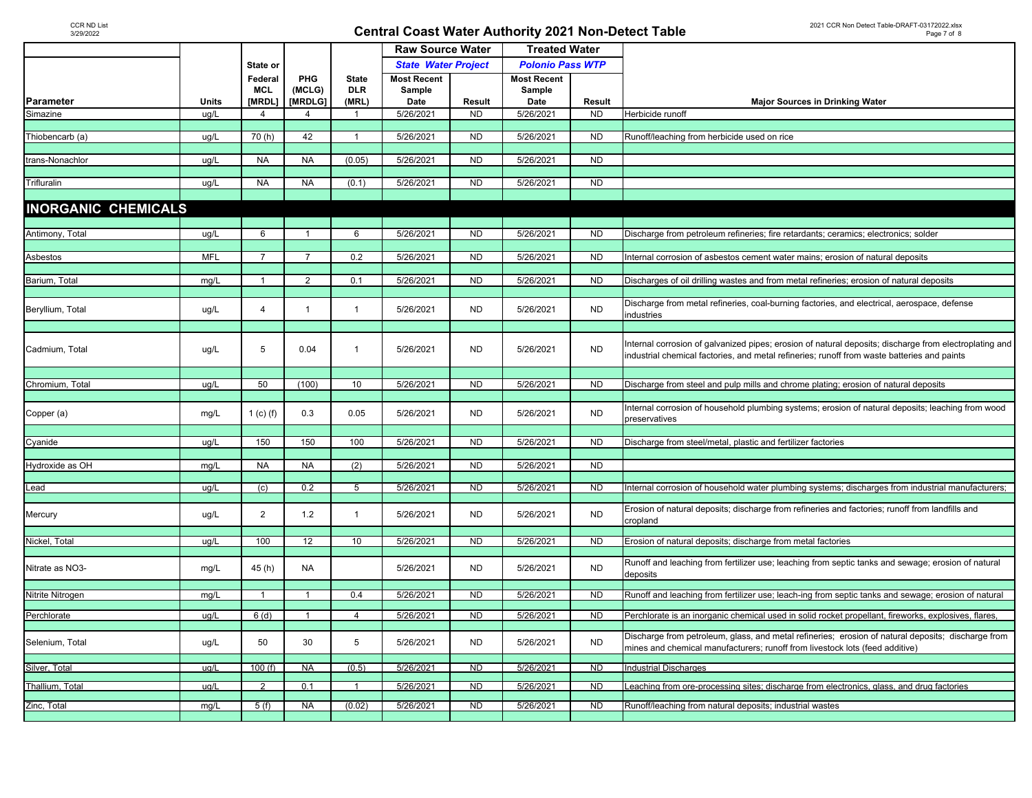# Central Coast Water Authority 2021 Non-Detect Table

| | | | | | Raw Source Water | | Treated Water | | |
|---|---|---|---|---|---|---|---|---|---|
| | | | | | *State Water Project* | | *Polonio Pass WTP* | | |
| **Parameter** | **Units** | **State or Federal MCL [MRDL]** | **PHG (MCLG) [MRDLG]** | **State DLR (MRL)** | **Most Recent Sample Date** | **Result** | **Most Recent Sample Date** | **Result** | **Major Sources in Drinking Water** |
| Simazine | ug/L | 4 | 4 | 1 | 5/26/2021 | ND | 5/26/2021 | ND | Herbicide runoff |
| Thiobencarb (a) | ug/L | 70 (h) | 42 | 1 | 5/26/2021 | ND | 5/26/2021 | ND | Runoff/leaching from herbicide used on rice |
| trans-Nonachlor | ug/L | NA | NA | (0.05) | 5/26/2021 | ND | 5/26/2021 | ND | |
| Trifluralin | ug/L | NA | NA | (0.1) | 5/26/2021 | ND | 5/26/2021 | ND | |
| **INORGANIC CHEMICALS** | | | | | | | | | |
| Antimony, Total | ug/L | 6 | 1 | 6 | 5/26/2021 | ND | 5/26/2021 | ND | Discharge from petroleum refineries; fire retardants; ceramics; electronics; solder |
| Asbestos | MFL | 7 | 7 | 0.2 | 5/26/2021 | ND | 5/26/2021 | ND | Internal corrosion of asbestos cement water mains; erosion of natural deposits |
| Barium, Total | mg/L | 1 | 2 | 0.1 | 5/26/2021 | ND | 5/26/2021 | ND | Discharges of oil drilling wastes and from metal refineries; erosion of natural deposits |
| Beryllium, Total | ug/L | 4 | 1 | 1 | 5/26/2021 | ND | 5/26/2021 | ND | Discharge from metal refineries, coal-burning factories, and electrical, aerospace, defense industries |
| Cadmium, Total | ug/L | 5 | 0.04 | 1 | 5/26/2021 | ND | 5/26/2021 | ND | Internal corrosion of galvanized pipes; erosion of natural deposits; discharge from electroplating and industrial chemical factories, and metal refineries; runoff from waste batteries and paints |
| Chromium, Total | ug/L | 50 | (100) | 10 | 5/26/2021 | ND | 5/26/2021 | ND | Discharge from steel and pulp mills and chrome plating; erosion of natural deposits |
| Copper (a) | mg/L | 1 (c) (f) | 0.3 | 0.05 | 5/26/2021 | ND | 5/26/2021 | ND | Internal corrosion of household plumbing systems; erosion of natural deposits; leaching from wood preservatives |
| Cyanide | ug/L | 150 | 150 | 100 | 5/26/2021 | ND | 5/26/2021 | ND | Discharge from steel/metal, plastic and fertilizer factories |
| Hydroxide as OH | mg/L | NA | NA | (2) | 5/26/2021 | ND | 5/26/2021 | ND | |
| Lead | ug/L | (c) | 0.2 | 5 | 5/26/2021 | ND | 5/26/2021 | ND | Internal corrosion of household water plumbing systems; discharges from industrial manufacturers; |
| Mercury | ug/L | 2 | 1.2 | 1 | 5/26/2021 | ND | 5/26/2021 | ND | Erosion of natural deposits; discharge from refineries and factories; runoff from landfills and cropland |
| Nickel, Total | ug/L | 100 | 12 | 10 | 5/26/2021 | ND | 5/26/2021 | ND | Erosion of natural deposits; discharge from metal factories |
| Nitrate as NO3- | mg/L | 45 (h) | NA | | 5/26/2021 | ND | 5/26/2021 | ND | Runoff and leaching from fertilizer use; leaching from septic tanks and sewage; erosion of natural deposits |
| Nitrite Nitrogen | mg/L | 1 | 1 | 0.4 | 5/26/2021 | ND | 5/26/2021 | ND | Runoff and leaching from fertilizer use; leach-ing from septic tanks and sewage; erosion of natural |
| Perchlorate | ug/L | 6 (d) | 1 | 4 | 5/26/2021 | ND | 5/26/2021 | ND | Perchlorate is an inorganic chemical used in solid rocket propellant, fireworks, explosives, flares, |
| Selenium, Total | ug/L | 50 | 30 | 5 | 5/26/2021 | ND | 5/26/2021 | ND | Discharge from petroleum, glass, and metal refineries; erosion of natural deposits; discharge from mines and chemical manufacturers; runoff from livestock lots (feed additive) |
| Silver, Total | ug/L | 100 (f) | NA | (0.5) | 5/26/2021 | ND | 5/26/2021 | ND | Industrial Discharges |
| Thallium, Total | ug/L | 2 | 0.1 | 1 | 5/26/2021 | ND | 5/26/2021 | ND | Leaching from ore-processing sites; discharge from electronics, glass, and drug factories |
| Zinc, Total | mg/L | 5 (f) | NA | (0.02) | 5/26/2021 | ND | 5/26/2021 | ND | Runoff/leaching from natural deposits; industrial wastes |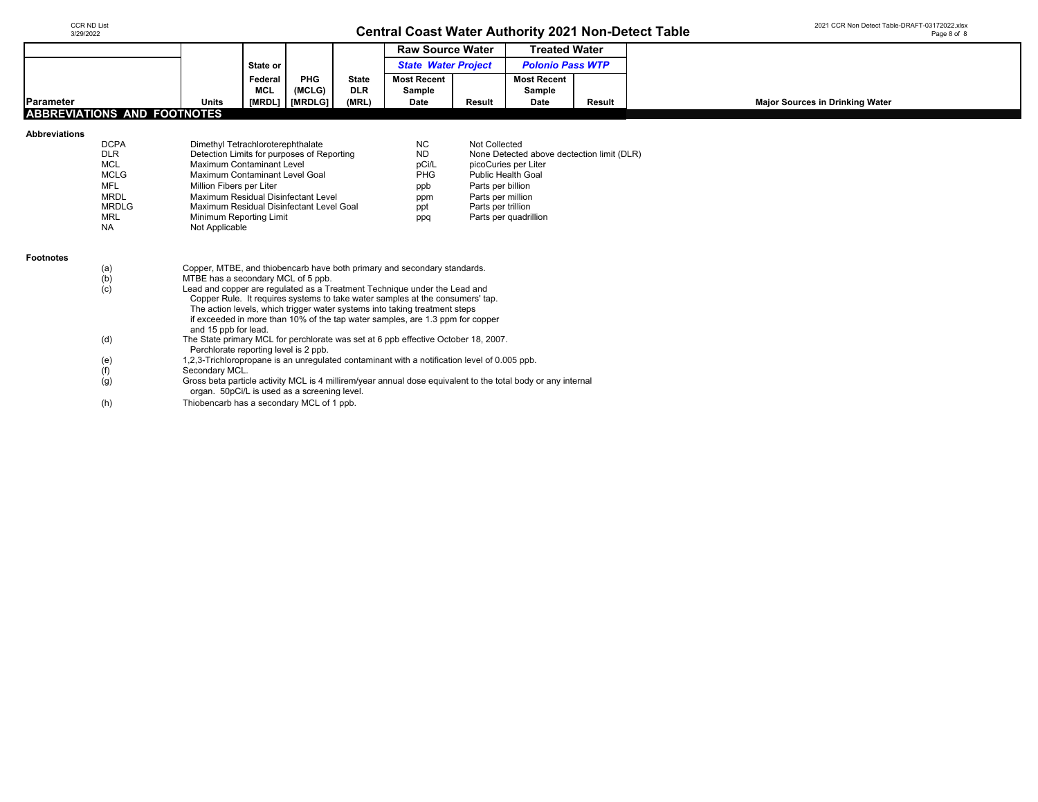# Central Coast Water Authority 2021 Non-Detect Table

| Parameter | Units | State or Federal MCL [MRDL] | PHG (MCLG) [MRDLG] | State DLR (MRL) | Raw Source Water State Water Project Most Recent Sample Date | Raw Source Water State Water Project Result | Treated Water Polonio Pass WTP Most Recent Sample Date | Treated Water Polonio Pass WTP Result | Major Sources in Drinking Water |
|---|---|---|---|---|---|---|---|---|---|
| **ABBREVIATIONS AND FOOTNOTES** | | | | | | | | | |

**Abbreviations**

| | | | |
|---|---|---|---|
| DCPA | Dimethyl Tetrachloroterephthalate | NC | Not Collected |
| DLR | Detection Limits for purposes of Reporting | ND | None Detected above dectection limit (DLR) |
| MCL | Maximum Contaminant Level | pCi/L | picoCuries per Liter |
| MCLG | Maximum Contaminant Level Goal | PHG | Public Health Goal |
| MFL | Million Fibers per Liter | ppb | Parts per billion |
| MRDL | Maximum Residual Disinfectant Level | ppm | Parts per million |
| MRDLG | Maximum Residual Disinfectant Level Goal | ppt | Parts per trillion |
| MRL | Minimum Reporting Limit | ppq | Parts per quadrillion |
| NA | Not Applicable | | |

**Footnotes**

(a) Copper, MTBE, and thiobencarb have both primary and secondary standards.

(b) MTBE has a secondary MCL of 5 ppb.

(c) Lead and copper are regulated as a Treatment Technique under the Lead and Copper Rule. It requires systems to take water samples at the consumers' tap. The action levels, which trigger water systems into taking treatment steps if exceeded in more than 10% of the tap water samples, are 1.3 ppm for copper and 15 ppb for lead.

(d) The State primary MCL for perchlorate was set at 6 ppb effective October 18, 2007. Perchlorate reporting level is 2 ppb.

(e) 1,2,3-Trichloropropane is an unregulated contaminant with a notification level of 0.005 ppb.

(f) Secondary MCL.

(g) Gross beta particle activity MCL is 4 millirem/year annual dose equivalent to the total body or any internal organ. 50pCi/L is used as a screening level.

(h) Thiobencarb has a secondary MCL of 1 ppb.